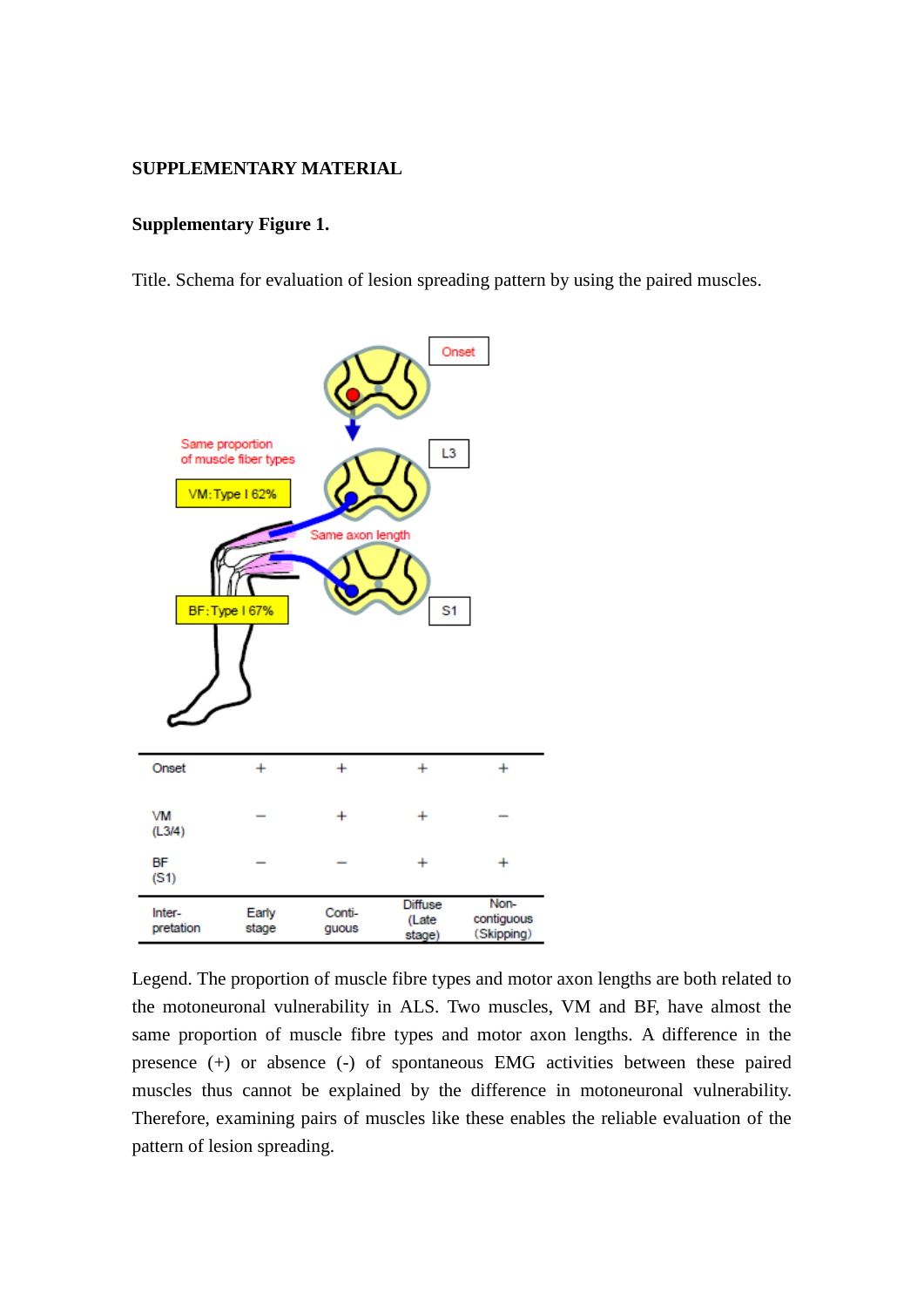## SUPPLEMENTARY MATERIAL

### Supplementary Figure 1.

Title. Schema for evaluation of lesion spreading pattern by using the paired muscles.

| Onset | + | + | + | + |
|---|---|---|---|---|
| VM (L3/4) | – | + | + | – |
| BF (S1) | – | – | + | + |
| Interpretation | Early stage | Contiguous | Diffuse (Late stage) | Non-contiguous (Skipping) |

Legend. The proportion of muscle fibre types and motor axon lengths are both related to the motoneuronal vulnerability in ALS. Two muscles, VM and BF, have almost the same proportion of muscle fibre types and motor axon lengths. A difference in the presence (+) or absence (-) of spontaneous EMG activities between these paired muscles thus cannot be explained by the difference in motoneuronal vulnerability. Therefore, examining pairs of muscles like these enables the reliable evaluation of the pattern of lesion spreading.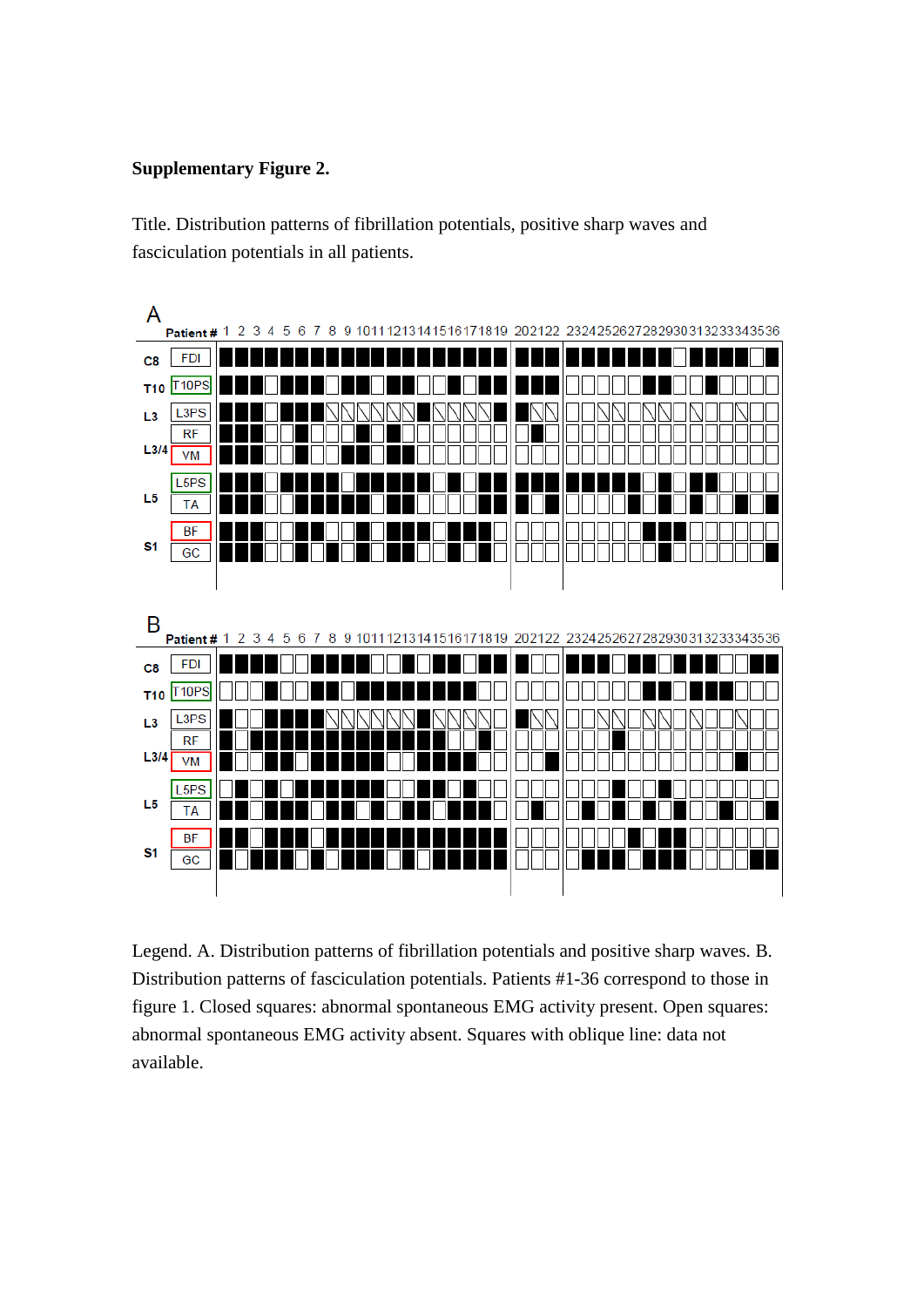**Supplementary Figure 2.**

Title. Distribution patterns of fibrillation potentials, positive sharp waves and fasciculation potentials in all patients.

Legend. A. Distribution patterns of fibrillation potentials and positive sharp waves. B. Distribution patterns of fasciculation potentials. Patients #1-36 correspond to those in figure 1. Closed squares: abnormal spontaneous EMG activity present. Open squares: abnormal spontaneous EMG activity absent. Squares with oblique line: data not available.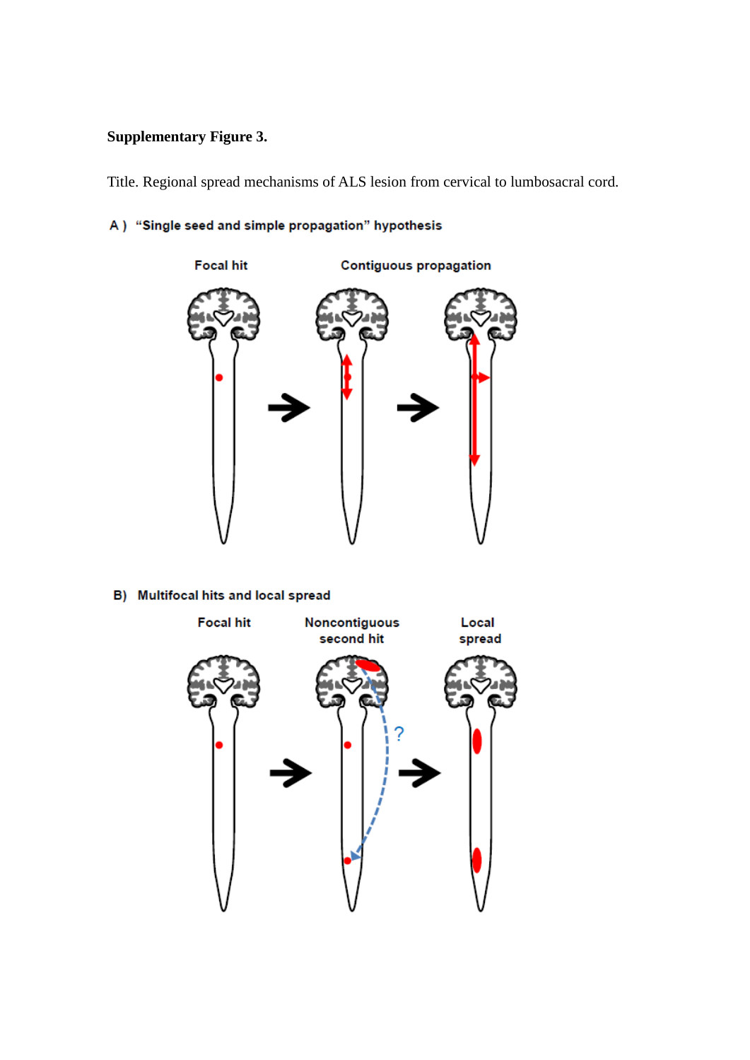**Supplementary Figure 3.**

Title. Regional spread mechanisms of ALS lesion from cervical to lumbosacral cord.

A ) “Single seed and simple propagation” hypothesis

Focal hit

Contiguous propagation

B) Multifocal hits and local spread

Focal hit

Noncontiguous second hit

Local spread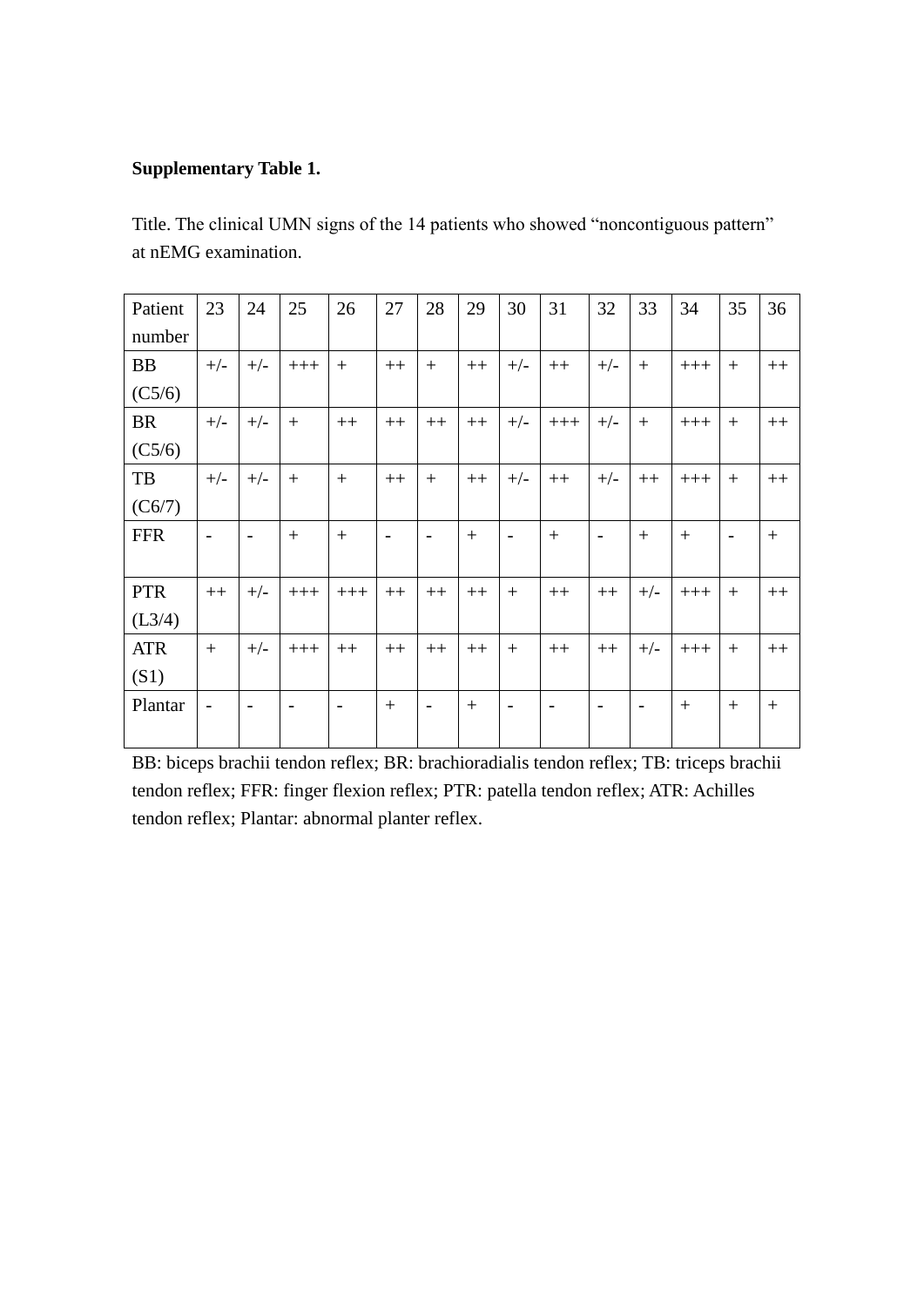**Supplementary Table 1.**

Title. The clinical UMN signs of the 14 patients who showed “noncontiguous pattern” at nEMG examination.

| Patient number | 23 | 24 | 25 | 26 | 27 | 28 | 29 | 30 | 31 | 32 | 33 | 34 | 35 | 36 |
|---|---|---|---|---|---|---|---|---|---|---|---|---|---|---|
| BB (C5/6) | +/- | +/- | +++ | + | ++ | + | ++ | +/- | ++ | +/- | + | +++ | + | ++ |
| BR (C5/6) | +/- | +/- | + | ++ | ++ | ++ | ++ | +/- | +++ | +/- | + | +++ | + | ++ |
| TB (C6/7) | +/- | +/- | + | + | ++ | + | ++ | +/- | ++ | +/- | ++ | +++ | + | ++ |
| FFR | - | - | + | + | - | - | + | - | + | - | + | + | - | + |
| PTR (L3/4) | ++ | +/- | +++ | +++ | ++ | ++ | ++ | + | ++ | ++ | +/- | +++ | + | ++ |
| ATR (S1) | + | +/- | +++ | ++ | ++ | ++ | ++ | + | ++ | ++ | +/- | +++ | + | ++ |
| Plantar | - | - | - | - | + | - | + | - | - | - | - | + | + | + |

BB: biceps brachii tendon reflex; BR: brachioradialis tendon reflex; TB: triceps brachii tendon reflex; FFR: finger flexion reflex; PTR: patella tendon reflex; ATR: Achilles tendon reflex; Plantar: abnormal planter reflex.